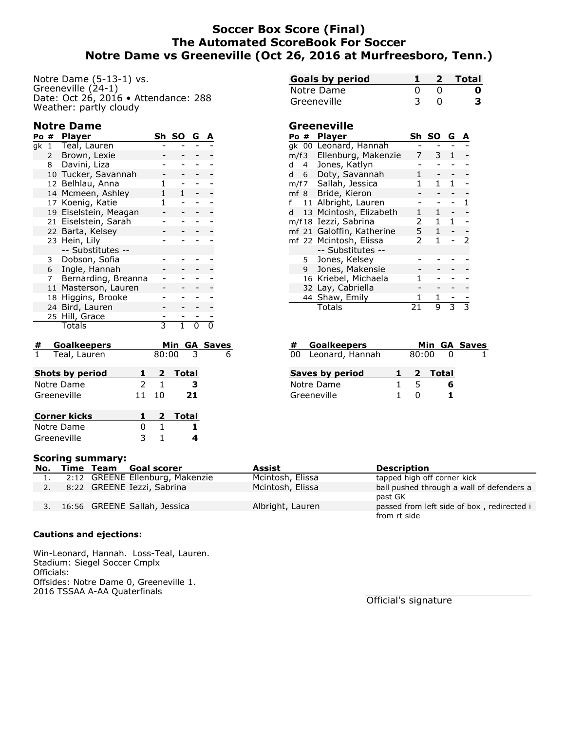# Soccer Box Score (Final)
# The Automated ScoreBook For Soccer
# Notre Dame vs Greeneville (Oct 26, 2016 at Murfreesboro, Tenn.)

Notre Dame (5-13-1) vs.
Greeneville (24-1)
Date: Oct 26, 2016 • Attendance: 288
Weather: partly cloudy

| Goals by period | 1 | 2 | Total |
|---|---|---|---|
| Notre Dame | 0 | 0 | **0** |
| Greeneville | 3 | 0 | **3** |

## Notre Dame

| Po | # | Player | Sh | SO | G | A |
|---|---|---|---|---|---|---|
| gk | 1 | Teal, Lauren | - | - | - | - |
| | 2 | Brown, Lexie | - | - | - | - |
| | 8 | Davini, Liza | - | - | - | - |
| | 10 | Tucker, Savannah | - | - | - | - |
| | 12 | Belhlau, Anna | 1 | - | - | - |
| | 14 | Mcmeen, Ashley | 1 | 1 | - | - |
| | 17 | Koenig, Katie | 1 | - | - | - |
| | 19 | Eiselstein, Meagan | - | - | - | - |
| | 21 | Eiselstein, Sarah | - | - | - | - |
| | 22 | Barta, Kelsey | - | - | - | - |
| | 23 | Hein, Lily | - | - | - | - |
| | | -- Substitutes -- | | | | |
| | 3 | Dobson, Sofia | - | - | - | - |
| | 6 | Ingle, Hannah | - | - | - | - |
| | 7 | Bernarding, Breanna | - | - | - | - |
| | 11 | Masterson, Lauren | - | - | - | - |
| | 18 | Higgins, Brooke | - | - | - | - |
| | 24 | Bird, Lauren | - | - | - | - |
| | 25 | Hill, Grace | - | - | - | - |
| | | Totals | 3 | 1 | 0 | 0 |

## Greeneville

| Po | # | Player | Sh | SO | G | A |
|---|---|---|---|---|---|---|
| gk | 00 | Leonard, Hannah | - | - | - | - |
| m/f | 3 | Ellenburg, Makenzie | 7 | 3 | 1 | - |
| d | 4 | Jones, Katlyn | - | - | - | - |
| d | 6 | Doty, Savannah | 1 | - | - | - |
| m/f | 7 | Sallah, Jessica | 1 | 1 | 1 | - |
| mf | 8 | Bride, Kieron | - | - | - | - |
| f | 11 | Albright, Lauren | - | - | - | 1 |
| d | 13 | Mcintosh, Elizabeth | 1 | 1 | - | - |
| m/f | 18 | Iezzi, Sabrina | 2 | 1 | 1 | - |
| mf | 21 | Galoffin, Katherine | 5 | 1 | - | - |
| mf | 22 | Mcintosh, Elissa | 2 | 1 | - | 2 |
| | | -- Substitutes -- | | | | |
| | 5 | Jones, Kelsey | - | - | - | - |
| | 9 | Jones, Makensie | - | - | - | - |
| | 16 | Kriebel, Michaela | 1 | - | - | - |
| | 32 | Lay, Cabriella | - | - | - | - |
| | 44 | Shaw, Emily | 1 | 1 | - | - |
| | | Totals | 21 | 9 | 3 | 3 |

| # | Goalkeepers | Min | GA | Saves |
|---|---|---|---|---|
| 1 | Teal, Lauren | 80:00 | 3 | 6 |

| # | Goalkeepers | Min | GA | Saves |
|---|---|---|---|---|
| 00 | Leonard, Hannah | 80:00 | 0 | 1 |

| Shots by period | 1 | 2 | Total |
|---|---|---|---|
| Notre Dame | 2 | 1 | **3** |
| Greeneville | 11 | 10 | **21** |

| Saves by period | 1 | 2 | Total |
|---|---|---|---|
| Notre Dame | 1 | 5 | **6** |
| Greeneville | 1 | 0 | **1** |

| Corner kicks | 1 | 2 | Total |
|---|---|---|---|
| Notre Dame | 0 | 1 | **1** |
| Greeneville | 3 | 1 | **4** |

**Scoring summary:**

| No. | Time | Team | Goal scorer | Assist | Description |
|---|---|---|---|---|---|
| 1. | 2:12 | GREENE | Ellenburg, Makenzie | Mcintosh, Elissa | tapped high off corner kick |
| 2. | 8:22 | GREENE | Iezzi, Sabrina | Mcintosh, Elissa | ball pushed through a wall of defenders a past GK |
| 3. | 16:56 | GREENE | Sallah, Jessica | Albright, Lauren | passed from left side of box , redirected i from rt side |

**Cautions and ejections:**

Win-Leonard, Hannah. Loss-Teal, Lauren.
Stadium: Siegel Soccer Cmplx
Officials:
Offsides: Notre Dame 0, Greeneville 1.
2016 TSSAA A-AA Quaterfinals

Official's signature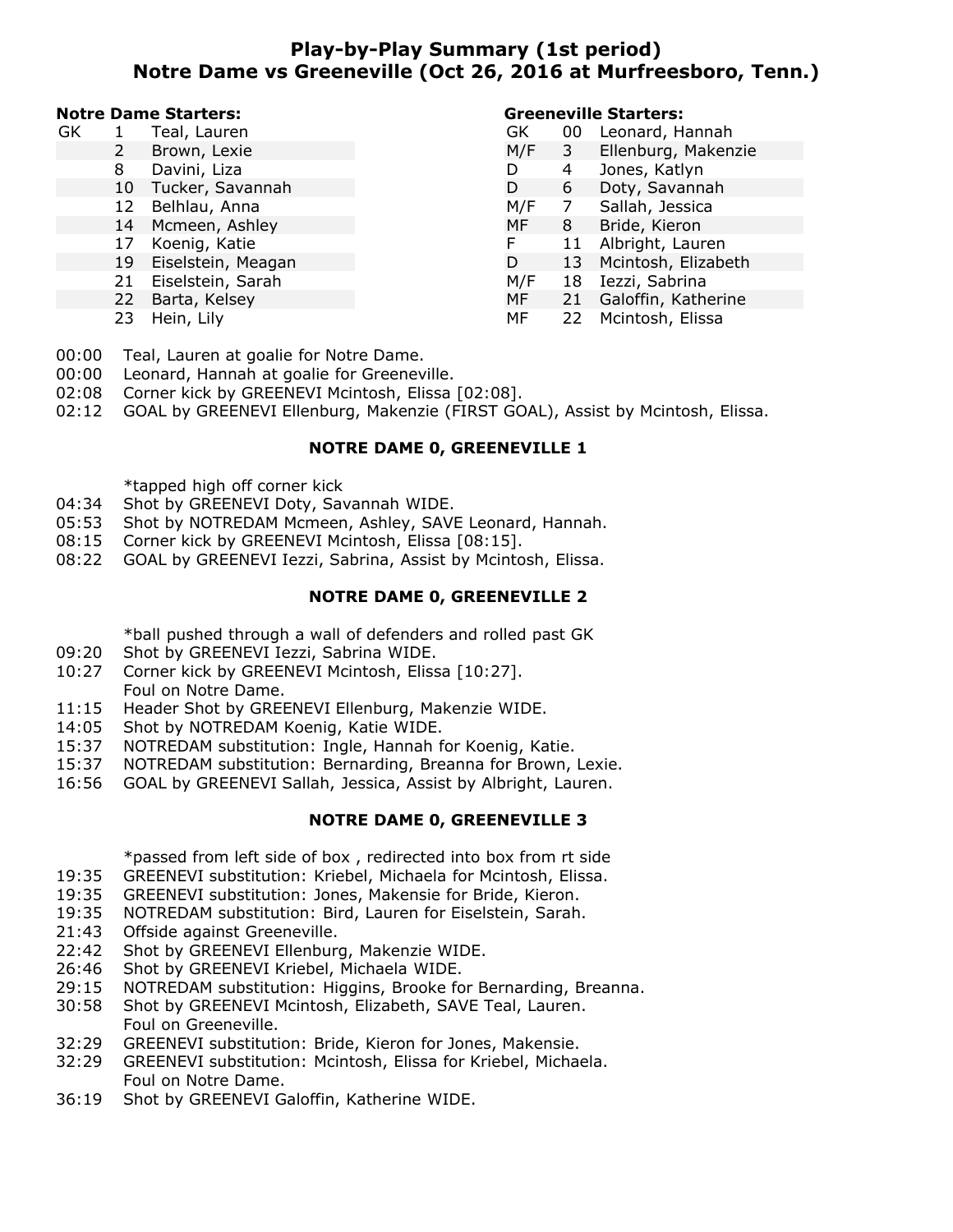# Play-by-Play Summary (1st period)
## Notre Dame vs Greeneville (Oct 26, 2016 at Murfreesboro, Tenn.)

**Notre Dame Starters:**

| | # | Name |
|---|---|---|
| GK | 1 | Teal, Lauren |
| | 2 | Brown, Lexie |
| | 8 | Davini, Liza |
| | 10 | Tucker, Savannah |
| | 12 | Belhlau, Anna |
| | 14 | Mcmeen, Ashley |
| | 17 | Koenig, Katie |
| | 19 | Eiselstein, Meagan |
| | 21 | Eiselstein, Sarah |
| | 22 | Barta, Kelsey |
| | 23 | Hein, Lily |

**Greeneville Starters:**

| | # | Name |
|---|---|---|
| GK | 00 | Leonard, Hannah |
| M/F | 3 | Ellenburg, Makenzie |
| D | 4 | Jones, Katlyn |
| D | 6 | Doty, Savannah |
| M/F | 7 | Sallah, Jessica |
| MF | 8 | Bride, Kieron |
| F | 11 | Albright, Lauren |
| D | 13 | Mcintosh, Elizabeth |
| M/F | 18 | Iezzi, Sabrina |
| MF | 21 | Galoffin, Katherine |
| MF | 22 | Mcintosh, Elissa |

00:00 Teal, Lauren at goalie for Notre Dame.
00:00 Leonard, Hannah at goalie for Greeneville.
02:08 Corner kick by GREENEVI Mcintosh, Elissa [02:08].
02:12 GOAL by GREENEVI Ellenburg, Makenzie (FIRST GOAL), Assist by Mcintosh, Elissa.

**NOTRE DAME 0, GREENEVILLE 1**

*tapped high off corner kick
04:34 Shot by GREENEVI Doty, Savannah WIDE.
05:53 Shot by NOTREDAM Mcmeen, Ashley, SAVE Leonard, Hannah.
08:15 Corner kick by GREENEVI Mcintosh, Elissa [08:15].
08:22 GOAL by GREENEVI Iezzi, Sabrina, Assist by Mcintosh, Elissa.

**NOTRE DAME 0, GREENEVILLE 2**

*ball pushed through a wall of defenders and rolled past GK
09:20 Shot by GREENEVI Iezzi, Sabrina WIDE.
10:27 Corner kick by GREENEVI Mcintosh, Elissa [10:27].
Foul on Notre Dame.
11:15 Header Shot by GREENEVI Ellenburg, Makenzie WIDE.
14:05 Shot by NOTREDAM Koenig, Katie WIDE.
15:37 NOTREDAM substitution: Ingle, Hannah for Koenig, Katie.
15:37 NOTREDAM substitution: Bernarding, Breanna for Brown, Lexie.
16:56 GOAL by GREENEVI Sallah, Jessica, Assist by Albright, Lauren.

**NOTRE DAME 0, GREENEVILLE 3**

*passed from left side of box , redirected into box from rt side
19:35 GREENEVI substitution: Kriebel, Michaela for Mcintosh, Elissa.
19:35 GREENEVI substitution: Jones, Makensie for Bride, Kieron.
19:35 NOTREDAM substitution: Bird, Lauren for Eiselstein, Sarah.
21:43 Offside against Greeneville.
22:42 Shot by GREENEVI Ellenburg, Makenzie WIDE.
26:46 Shot by GREENEVI Kriebel, Michaela WIDE.
29:15 NOTREDAM substitution: Higgins, Brooke for Bernarding, Breanna.
30:58 Shot by GREENEVI Mcintosh, Elizabeth, SAVE Teal, Lauren.
Foul on Greeneville.
32:29 GREENEVI substitution: Bride, Kieron for Jones, Makensie.
32:29 GREENEVI substitution: Mcintosh, Elissa for Kriebel, Michaela.
Foul on Notre Dame.
36:19 Shot by GREENEVI Galoffin, Katherine WIDE.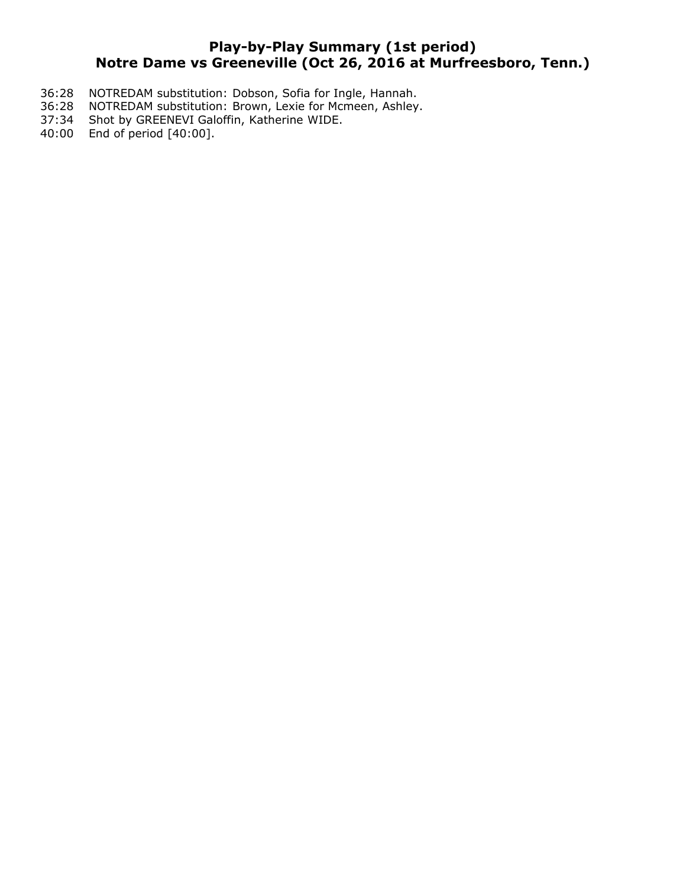## Play-by-Play Summary (1st period)
## Notre Dame vs Greeneville (Oct 26, 2016 at Murfreesboro, Tenn.)

36:28 NOTREDAM substitution: Dobson, Sofia for Ingle, Hannah.
36:28 NOTREDAM substitution: Brown, Lexie for Mcmeen, Ashley.
37:34 Shot by GREENEVI Galoffin, Katherine WIDE.
40:00 End of period [40:00].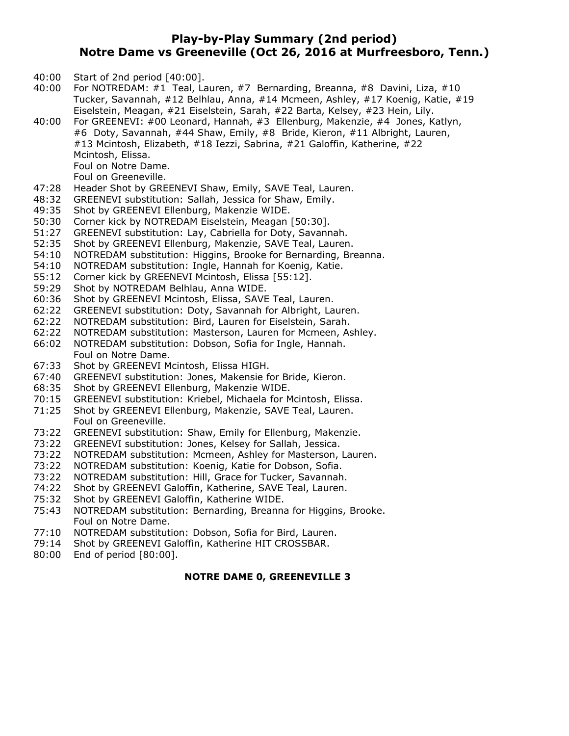## Play-by-Play Summary (2nd period)
## Notre Dame vs Greeneville (Oct 26, 2016 at Murfreesboro, Tenn.)

40:00 Start of 2nd period [40:00].
40:00 For NOTREDAM: #1 Teal, Lauren, #7 Bernarding, Breanna, #8 Davini, Liza, #10 Tucker, Savannah, #12 Belhlau, Anna, #14 Mcmeen, Ashley, #17 Koenig, Katie, #19 Eiselstein, Meagan, #21 Eiselstein, Sarah, #22 Barta, Kelsey, #23 Hein, Lily.
40:00 For GREENEVI: #00 Leonard, Hannah, #3 Ellenburg, Makenzie, #4 Jones, Katlyn, #6 Doty, Savannah, #44 Shaw, Emily, #8 Bride, Kieron, #11 Albright, Lauren, #13 Mcintosh, Elizabeth, #18 Iezzi, Sabrina, #21 Galoffin, Katherine, #22 Mcintosh, Elissa.
Foul on Notre Dame.
Foul on Greeneville.
47:28 Header Shot by GREENEVI Shaw, Emily, SAVE Teal, Lauren.
48:32 GREENEVI substitution: Sallah, Jessica for Shaw, Emily.
49:35 Shot by GREENEVI Ellenburg, Makenzie WIDE.
50:30 Corner kick by NOTREDAM Eiselstein, Meagan [50:30].
51:27 GREENEVI substitution: Lay, Cabriella for Doty, Savannah.
52:35 Shot by GREENEVI Ellenburg, Makenzie, SAVE Teal, Lauren.
54:10 NOTREDAM substitution: Higgins, Brooke for Bernarding, Breanna.
54:10 NOTREDAM substitution: Ingle, Hannah for Koenig, Katie.
55:12 Corner kick by GREENEVI Mcintosh, Elissa [55:12].
59:29 Shot by NOTREDAM Belhlau, Anna WIDE.
60:36 Shot by GREENEVI Mcintosh, Elissa, SAVE Teal, Lauren.
62:22 GREENEVI substitution: Doty, Savannah for Albright, Lauren.
62:22 NOTREDAM substitution: Bird, Lauren for Eiselstein, Sarah.
62:22 NOTREDAM substitution: Masterson, Lauren for Mcmeen, Ashley.
66:02 NOTREDAM substitution: Dobson, Sofia for Ingle, Hannah.
Foul on Notre Dame.
67:33 Shot by GREENEVI Mcintosh, Elissa HIGH.
67:40 GREENEVI substitution: Jones, Makensie for Bride, Kieron.
68:35 Shot by GREENEVI Ellenburg, Makenzie WIDE.
70:15 GREENEVI substitution: Kriebel, Michaela for Mcintosh, Elissa.
71:25 Shot by GREENEVI Ellenburg, Makenzie, SAVE Teal, Lauren.
Foul on Greeneville.
73:22 GREENEVI substitution: Shaw, Emily for Ellenburg, Makenzie.
73:22 GREENEVI substitution: Jones, Kelsey for Sallah, Jessica.
73:22 NOTREDAM substitution: Mcmeen, Ashley for Masterson, Lauren.
73:22 NOTREDAM substitution: Koenig, Katie for Dobson, Sofia.
73:22 NOTREDAM substitution: Hill, Grace for Tucker, Savannah.
74:22 Shot by GREENEVI Galoffin, Katherine, SAVE Teal, Lauren.
75:32 Shot by GREENEVI Galoffin, Katherine WIDE.
75:43 NOTREDAM substitution: Bernarding, Breanna for Higgins, Brooke.
Foul on Notre Dame.
77:10 NOTREDAM substitution: Dobson, Sofia for Bird, Lauren.
79:14 Shot by GREENEVI Galoffin, Katherine HIT CROSSBAR.
80:00 End of period [80:00].

**NOTRE DAME 0, GREENEVILLE 3**